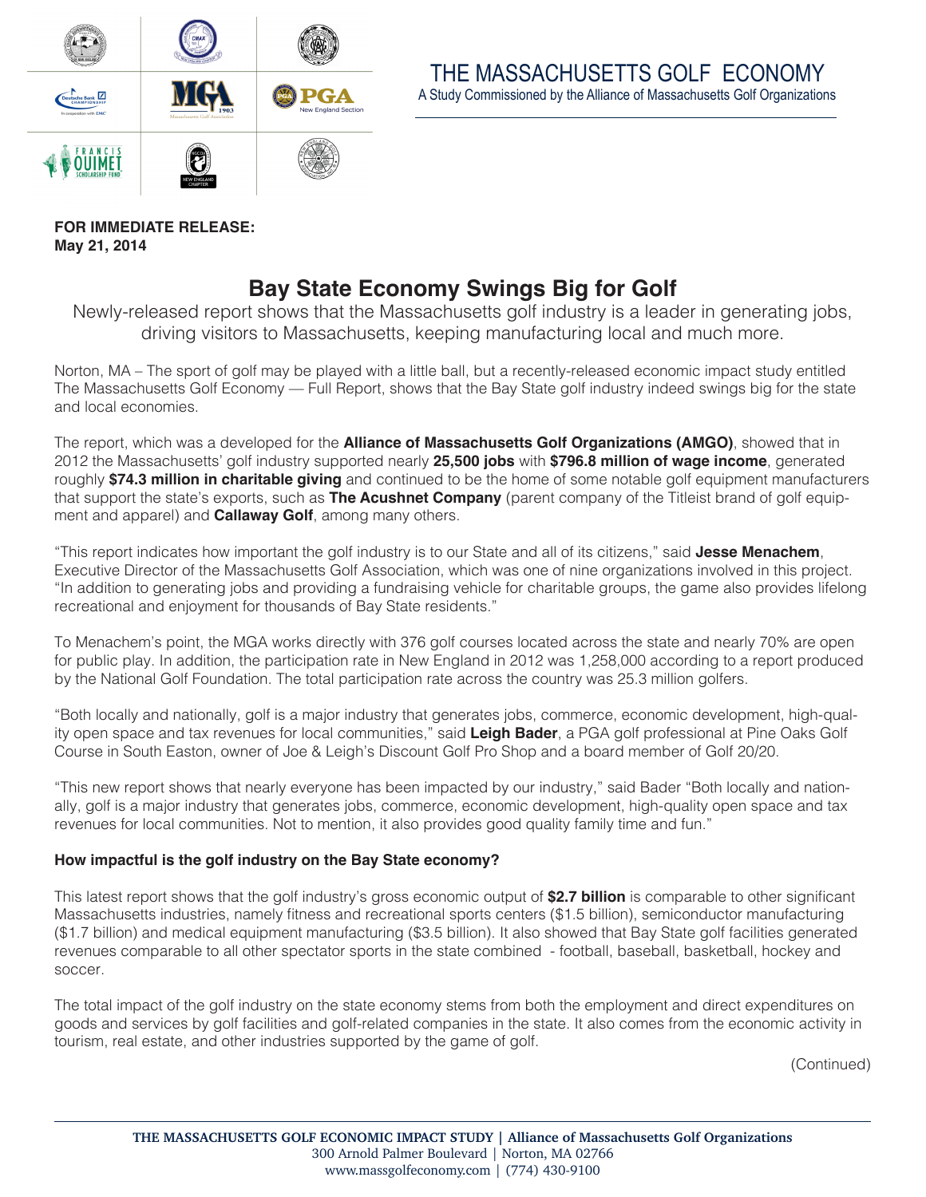# THE MASSACHUSETTS GOLF ECONOMY

A Study Commissioned by the Alliance of Massachusetts Golf Organizations

**FOR IMMEDIATE RELEASE:**
**May 21, 2014**

## Bay State Economy Swings Big for Golf

Newly-released report shows that the Massachusetts golf industry is a leader in generating jobs, driving visitors to Massachusetts, keeping manufacturing local and much more.

Norton, MA – The sport of golf may be played with a little ball, but a recently-released economic impact study entitled The Massachusetts Golf Economy — Full Report, shows that the Bay State golf industry indeed swings big for the state and local economies.

The report, which was a developed for the **Alliance of Massachusetts Golf Organizations (AMGO)**, showed that in 2012 the Massachusetts' golf industry supported nearly **25,500 jobs** with **$796.8 million of wage income**, generated roughly **$74.3 million in charitable giving** and continued to be the home of some notable golf equipment manufacturers that support the state's exports, such as **The Acushnet Company** (parent company of the Titleist brand of golf equipment and apparel) and **Callaway Golf**, among many others.

"This report indicates how important the golf industry is to our State and all of its citizens," said **Jesse Menachem**, Executive Director of the Massachusetts Golf Association, which was one of nine organizations involved in this project. "In addition to generating jobs and providing a fundraising vehicle for charitable groups, the game also provides lifelong recreational and enjoyment for thousands of Bay State residents."

To Menachem's point, the MGA works directly with 376 golf courses located across the state and nearly 70% are open for public play. In addition, the participation rate in New England in 2012 was 1,258,000 according to a report produced by the National Golf Foundation. The total participation rate across the country was 25.3 million golfers.

"Both locally and nationally, golf is a major industry that generates jobs, commerce, economic development, high-quality open space and tax revenues for local communities," said **Leigh Bader**, a PGA golf professional at Pine Oaks Golf Course in South Easton, owner of Joe & Leigh's Discount Golf Pro Shop and a board member of Golf 20/20.

"This new report shows that nearly everyone has been impacted by our industry," said Bader "Both locally and nationally, golf is a major industry that generates jobs, commerce, economic development, high-quality open space and tax revenues for local communities. Not to mention, it also provides good quality family time and fun."

### How impactful is the golf industry on the Bay State economy?

This latest report shows that the golf industry's gross economic output of **$2.7 billion** is comparable to other significant Massachusetts industries, namely fitness and recreational sports centers ($1.5 billion), semiconductor manufacturing ($1.7 billion) and medical equipment manufacturing ($3.5 billion). It also showed that Bay State golf facilities generated revenues comparable to all other spectator sports in the state combined - football, baseball, basketball, hockey and soccer.

The total impact of the golf industry on the state economy stems from both the employment and direct expenditures on goods and services by golf facilities and golf-related companies in the state. It also comes from the economic activity in tourism, real estate, and other industries supported by the game of golf.

(Continued)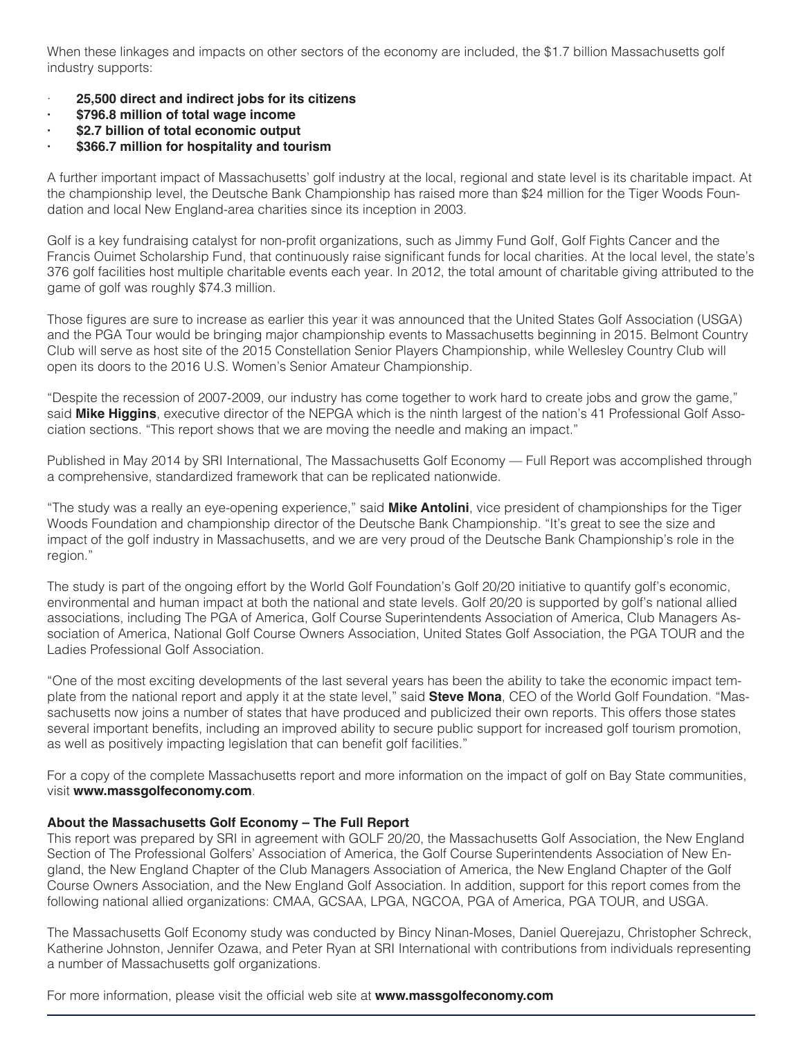When these linkages and impacts on other sectors of the economy are included, the $1.7 billion Massachusetts golf industry supports:

- **25,500 direct and indirect jobs for its citizens**
- **$796.8 million of total wage income**
- **$2.7 billion of total economic output**
- **$366.7 million for hospitality and tourism**

A further important impact of Massachusetts' golf industry at the local, regional and state level is its charitable impact. At the championship level, the Deutsche Bank Championship has raised more than $24 million for the Tiger Woods Foundation and local New England-area charities since its inception in 2003.

Golf is a key fundraising catalyst for non-profit organizations, such as Jimmy Fund Golf, Golf Fights Cancer and the Francis Ouimet Scholarship Fund, that continuously raise significant funds for local charities. At the local level, the state's 376 golf facilities host multiple charitable events each year. In 2012, the total amount of charitable giving attributed to the game of golf was roughly $74.3 million.

Those figures are sure to increase as earlier this year it was announced that the United States Golf Association (USGA) and the PGA Tour would be bringing major championship events to Massachusetts beginning in 2015. Belmont Country Club will serve as host site of the 2015 Constellation Senior Players Championship, while Wellesley Country Club will open its doors to the 2016 U.S. Women's Senior Amateur Championship.

"Despite the recession of 2007-2009, our industry has come together to work hard to create jobs and grow the game," said **Mike Higgins**, executive director of the NEPGA which is the ninth largest of the nation's 41 Professional Golf Association sections. "This report shows that we are moving the needle and making an impact."

Published in May 2014 by SRI International, The Massachusetts Golf Economy — Full Report was accomplished through a comprehensive, standardized framework that can be replicated nationwide.

"The study was a really an eye-opening experience," said **Mike Antolini**, vice president of championships for the Tiger Woods Foundation and championship director of the Deutsche Bank Championship. "It's great to see the size and impact of the golf industry in Massachusetts, and we are very proud of the Deutsche Bank Championship's role in the region."

The study is part of the ongoing effort by the World Golf Foundation's Golf 20/20 initiative to quantify golf's economic, environmental and human impact at both the national and state levels. Golf 20/20 is supported by golf's national allied associations, including The PGA of America, Golf Course Superintendents Association of America, Club Managers Association of America, National Golf Course Owners Association, United States Golf Association, the PGA TOUR and the Ladies Professional Golf Association.

"One of the most exciting developments of the last several years has been the ability to take the economic impact template from the national report and apply it at the state level," said **Steve Mona**, CEO of the World Golf Foundation. "Massachusetts now joins a number of states that have produced and publicized their own reports. This offers those states several important benefits, including an improved ability to secure public support for increased golf tourism promotion, as well as positively impacting legislation that can benefit golf facilities."

For a copy of the complete Massachusetts report and more information on the impact of golf on Bay State communities, visit **www.massgolfeconomy.com**.

**About the Massachusetts Golf Economy – The Full Report**

This report was prepared by SRI in agreement with GOLF 20/20, the Massachusetts Golf Association, the New England Section of The Professional Golfers' Association of America, the Golf Course Superintendents Association of New England, the New England Chapter of the Club Managers Association of America, the New England Chapter of the Golf Course Owners Association, and the New England Golf Association. In addition, support for this report comes from the following national allied organizations: CMAA, GCSAA, LPGA, NGCOA, PGA of America, PGA TOUR, and USGA.

The Massachusetts Golf Economy study was conducted by Bincy Ninan-Moses, Daniel Querejazu, Christopher Schreck, Katherine Johnston, Jennifer Ozawa, and Peter Ryan at SRI International with contributions from individuals representing a number of Massachusetts golf organizations.

For more information, please visit the official web site at **www.massgolfeconomy.com**